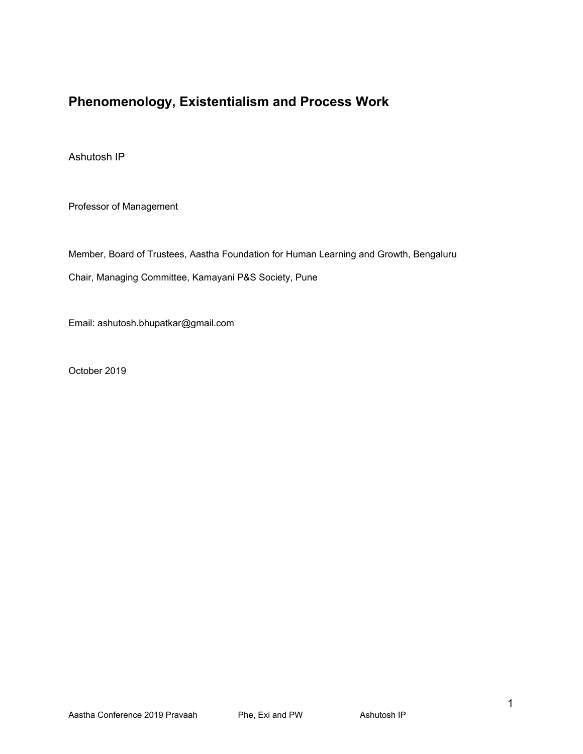# Phenomenology, Existentialism and Process Work

Ashutosh IP

Professor of Management

Member, Board of Trustees, Aastha Foundation for Human Learning and Growth, Bengaluru

Chair, Managing Committee, Kamayani P&S Society, Pune

Email: ashutosh.bhupatkar@gmail.com

October 2019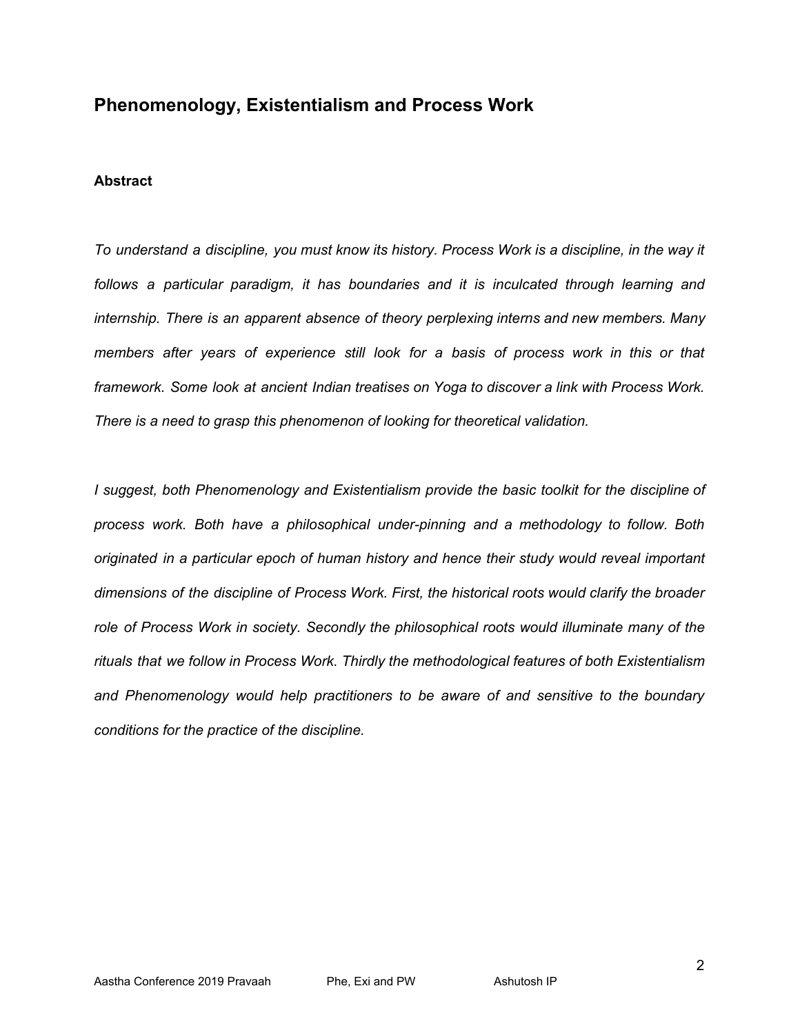## Phenomenology, Existentialism and Process Work

### Abstract

*To understand a discipline, you must know its history. Process Work is a discipline, in the way it follows a particular paradigm, it has boundaries and it is inculcated through learning and internship. There is an apparent absence of theory perplexing interns and new members. Many members after years of experience still look for a basis of process work in this or that framework. Some look at ancient Indian treatises on Yoga to discover a link with Process Work. There is a need to grasp this phenomenon of looking for theoretical validation.*

*I suggest, both Phenomenology and Existentialism provide the basic toolkit for the discipline of process work. Both have a philosophical under-pinning and a methodology to follow. Both originated in a particular epoch of human history and hence their study would reveal important dimensions of the discipline of Process Work. First, the historical roots would clarify the broader role of Process Work in society. Secondly the philosophical roots would illuminate many of the rituals that we follow in Process Work. Thirdly the methodological features of both Existentialism and Phenomenology would help practitioners to be aware of and sensitive to the boundary conditions for the practice of the discipline.*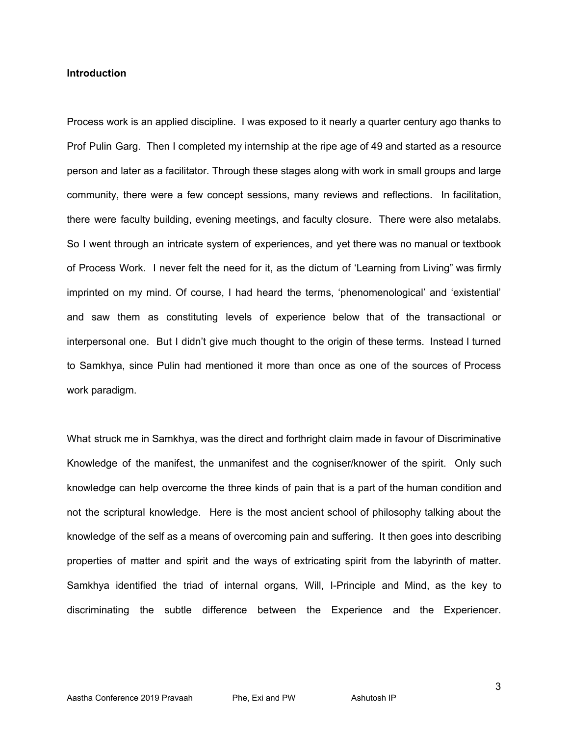**Introduction**

Process work is an applied discipline. I was exposed to it nearly a quarter century ago thanks to Prof Pulin Garg. Then I completed my internship at the ripe age of 49 and started as a resource person and later as a facilitator. Through these stages along with work in small groups and large community, there were a few concept sessions, many reviews and reflections. In facilitation, there were faculty building, evening meetings, and faculty closure. There were also metalabs. So I went through an intricate system of experiences, and yet there was no manual or textbook of Process Work. I never felt the need for it, as the dictum of 'Learning from Living" was firmly imprinted on my mind. Of course, I had heard the terms, 'phenomenological' and 'existential' and saw them as constituting levels of experience below that of the transactional or interpersonal one. But I didn't give much thought to the origin of these terms. Instead I turned to Samkhya, since Pulin had mentioned it more than once as one of the sources of Process work paradigm.

What struck me in Samkhya, was the direct and forthright claim made in favour of Discriminative Knowledge of the manifest, the unmanifest and the cogniser/knower of the spirit. Only such knowledge can help overcome the three kinds of pain that is a part of the human condition and not the scriptural knowledge. Here is the most ancient school of philosophy talking about the knowledge of the self as a means of overcoming pain and suffering. It then goes into describing properties of matter and spirit and the ways of extricating spirit from the labyrinth of matter. Samkhya identified the triad of internal organs, Will, I-Principle and Mind, as the key to discriminating the subtle difference between the Experience and the Experiencer.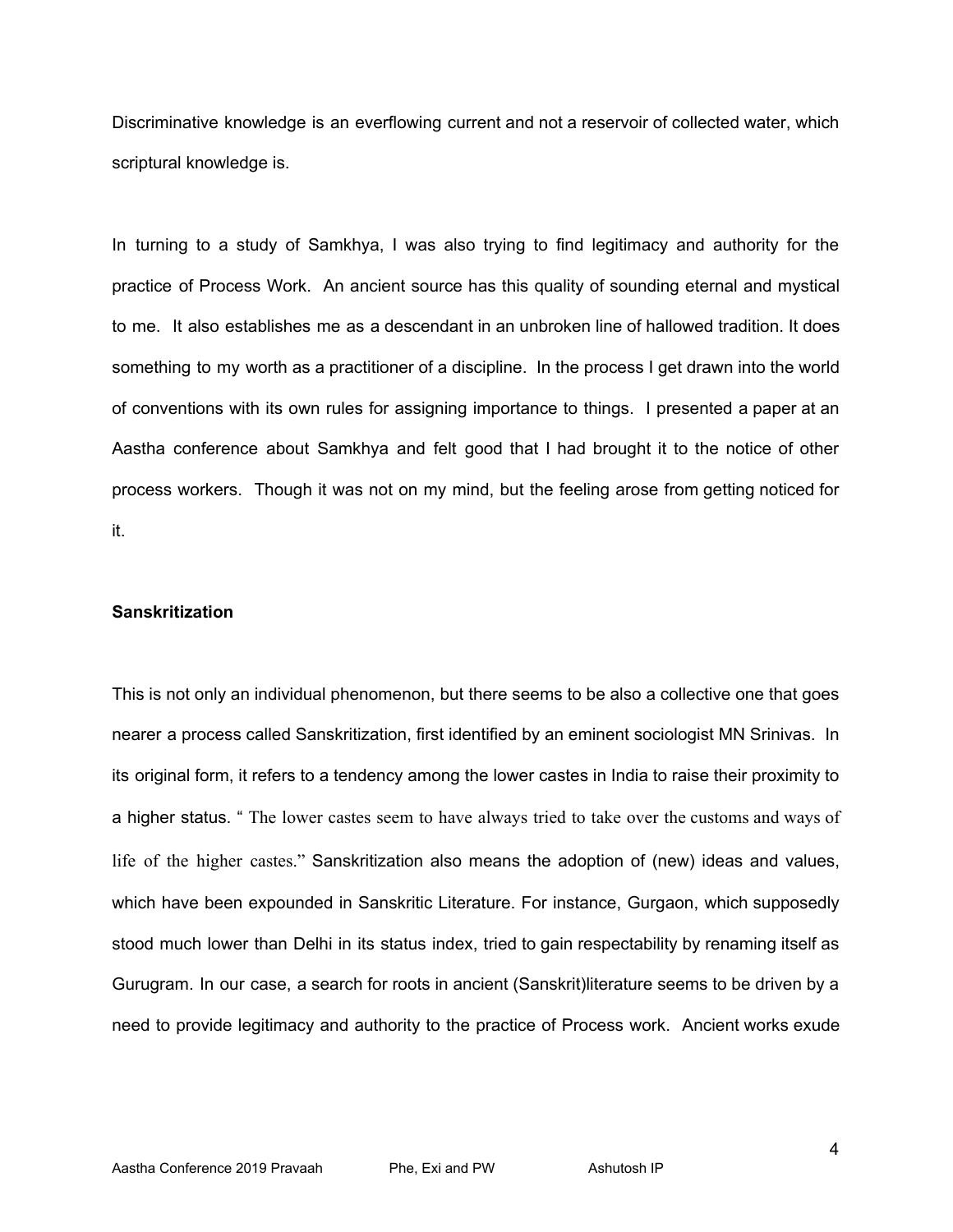Discriminative knowledge is an everflowing current and not a reservoir of collected water, which scriptural knowledge is.

In turning to a study of Samkhya, I was also trying to find legitimacy and authority for the practice of Process Work. An ancient source has this quality of sounding eternal and mystical to me. It also establishes me as a descendant in an unbroken line of hallowed tradition. It does something to my worth as a practitioner of a discipline. In the process I get drawn into the world of conventions with its own rules for assigning importance to things. I presented a paper at an Aastha conference about Samkhya and felt good that I had brought it to the notice of other process workers. Though it was not on my mind, but the feeling arose from getting noticed for it.

**Sanskritization**

This is not only an individual phenomenon, but there seems to be also a collective one that goes nearer a process called Sanskritization, first identified by an eminent sociologist MN Srinivas. In its original form, it refers to a tendency among the lower castes in India to raise their proximity to a higher status. " The lower castes seem to have always tried to take over the customs and ways of life of the higher castes." Sanskritization also means the adoption of (new) ideas and values, which have been expounded in Sanskritic Literature. For instance, Gurgaon, which supposedly stood much lower than Delhi in its status index, tried to gain respectability by renaming itself as Gurugram. In our case, a search for roots in ancient (Sanskrit)literature seems to be driven by a need to provide legitimacy and authority to the practice of Process work. Ancient works exude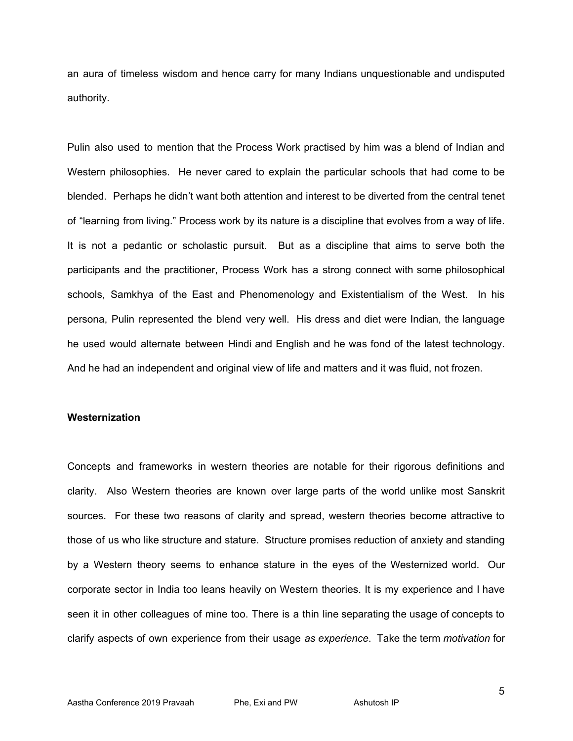an aura of timeless wisdom and hence carry for many Indians unquestionable and undisputed authority.

Pulin also used to mention that the Process Work practised by him was a blend of Indian and Western philosophies. He never cared to explain the particular schools that had come to be blended. Perhaps he didn't want both attention and interest to be diverted from the central tenet of "learning from living." Process work by its nature is a discipline that evolves from a way of life. It is not a pedantic or scholastic pursuit. But as a discipline that aims to serve both the participants and the practitioner, Process Work has a strong connect with some philosophical schools, Samkhya of the East and Phenomenology and Existentialism of the West. In his persona, Pulin represented the blend very well. His dress and diet were Indian, the language he used would alternate between Hindi and English and he was fond of the latest technology. And he had an independent and original view of life and matters and it was fluid, not frozen.

**Westernization**

Concepts and frameworks in western theories are notable for their rigorous definitions and clarity. Also Western theories are known over large parts of the world unlike most Sanskrit sources. For these two reasons of clarity and spread, western theories become attractive to those of us who like structure and stature. Structure promises reduction of anxiety and standing by a Western theory seems to enhance stature in the eyes of the Westernized world. Our corporate sector in India too leans heavily on Western theories. It is my experience and I have seen it in other colleagues of mine too. There is a thin line separating the usage of concepts to clarify aspects of own experience from their usage *as experience*. Take the term *motivation* for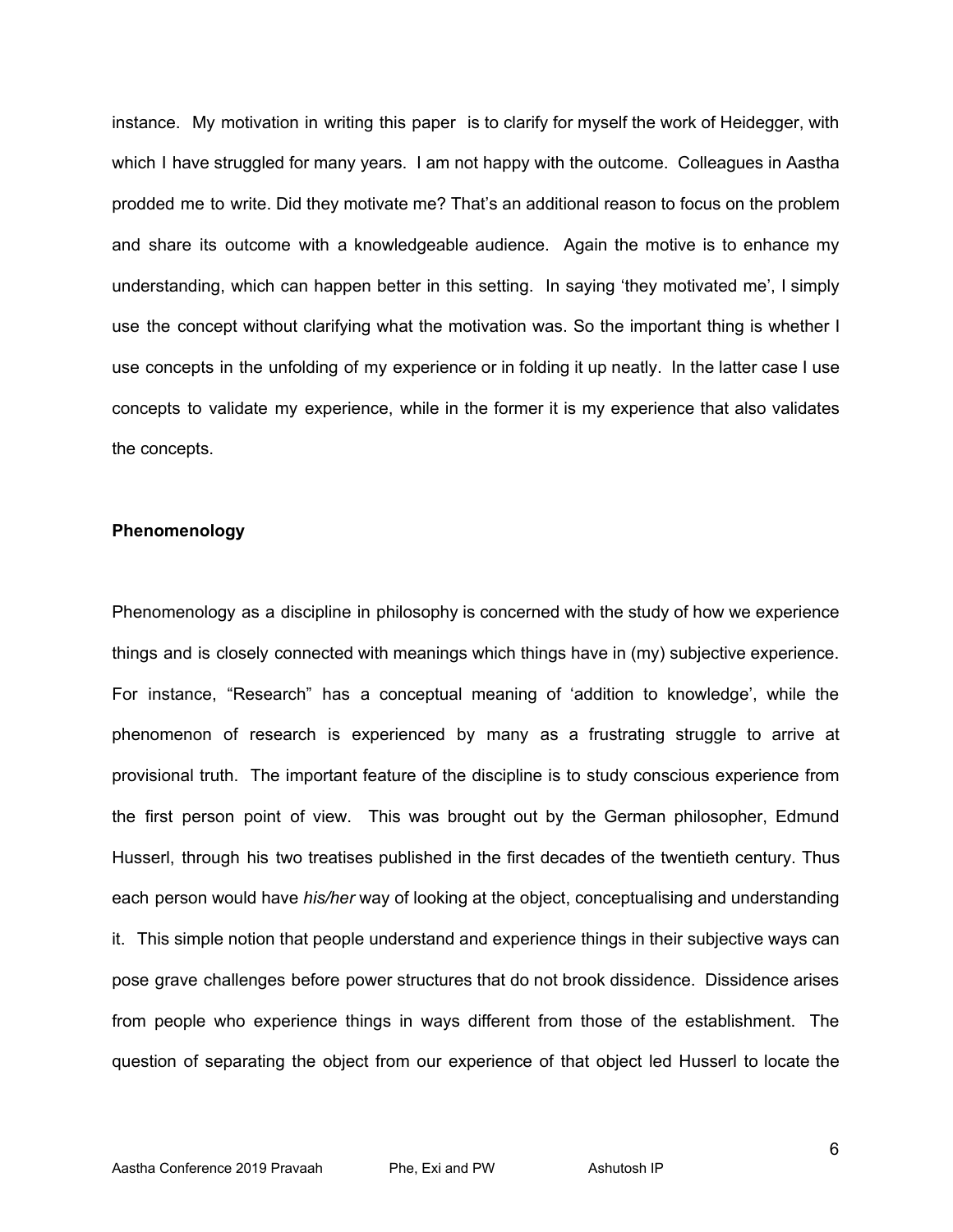instance. My motivation in writing this paper is to clarify for myself the work of Heidegger, with which I have struggled for many years. I am not happy with the outcome. Colleagues in Aastha prodded me to write. Did they motivate me? That's an additional reason to focus on the problem and share its outcome with a knowledgeable audience. Again the motive is to enhance my understanding, which can happen better in this setting. In saying 'they motivated me', I simply use the concept without clarifying what the motivation was. So the important thing is whether I use concepts in the unfolding of my experience or in folding it up neatly. In the latter case I use concepts to validate my experience, while in the former it is my experience that also validates the concepts.

**Phenomenology**

Phenomenology as a discipline in philosophy is concerned with the study of how we experience things and is closely connected with meanings which things have in (my) subjective experience. For instance, "Research" has a conceptual meaning of 'addition to knowledge', while the phenomenon of research is experienced by many as a frustrating struggle to arrive at provisional truth. The important feature of the discipline is to study conscious experience from the first person point of view. This was brought out by the German philosopher, Edmund Husserl, through his two treatises published in the first decades of the twentieth century. Thus each person would have *his/her* way of looking at the object, conceptualising and understanding it. This simple notion that people understand and experience things in their subjective ways can pose grave challenges before power structures that do not brook dissidence. Dissidence arises from people who experience things in ways different from those of the establishment. The question of separating the object from our experience of that object led Husserl to locate the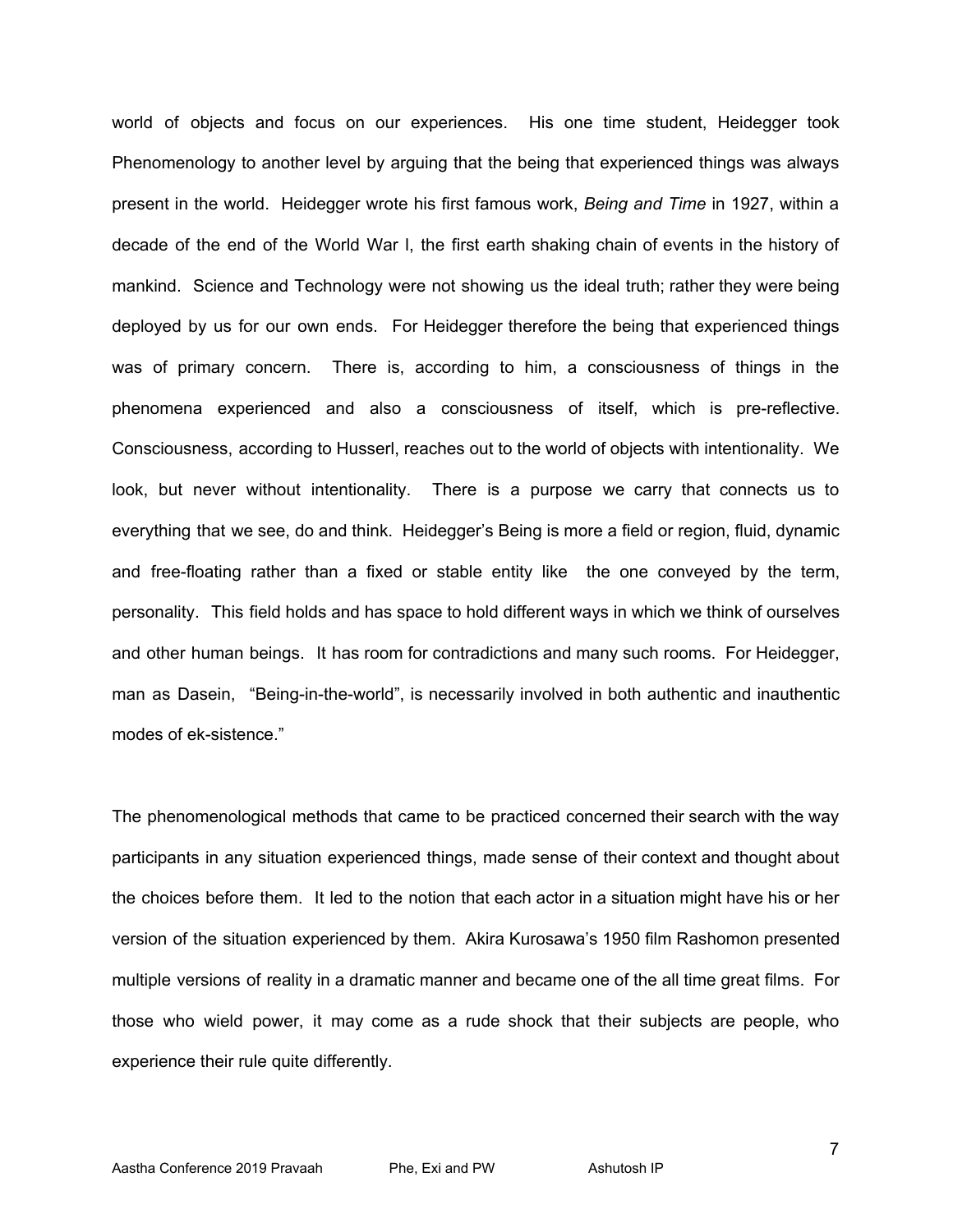world of objects and focus on our experiences. His one time student, Heidegger took Phenomenology to another level by arguing that the being that experienced things was always present in the world. Heidegger wrote his first famous work, *Being and Time* in 1927, within a decade of the end of the World War I, the first earth shaking chain of events in the history of mankind. Science and Technology were not showing us the ideal truth; rather they were being deployed by us for our own ends. For Heidegger therefore the being that experienced things was of primary concern. There is, according to him, a consciousness of things in the phenomena experienced and also a consciousness of itself, which is pre-reflective. Consciousness, according to Husserl, reaches out to the world of objects with intentionality. We look, but never without intentionality. There is a purpose we carry that connects us to everything that we see, do and think. Heidegger's Being is more a field or region, fluid, dynamic and free-floating rather than a fixed or stable entity like the one conveyed by the term, personality. This field holds and has space to hold different ways in which we think of ourselves and other human beings. It has room for contradictions and many such rooms. For Heidegger, man as Dasein, "Being-in-the-world", is necessarily involved in both authentic and inauthentic modes of ek-sistence."

The phenomenological methods that came to be practiced concerned their search with the way participants in any situation experienced things, made sense of their context and thought about the choices before them. It led to the notion that each actor in a situation might have his or her version of the situation experienced by them. Akira Kurosawa's 1950 film Rashomon presented multiple versions of reality in a dramatic manner and became one of the all time great films. For those who wield power, it may come as a rude shock that their subjects are people, who experience their rule quite differently.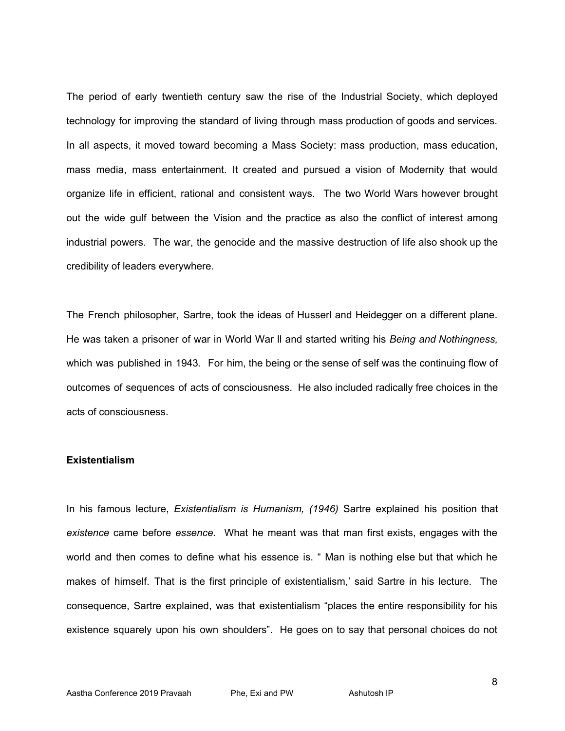The period of early twentieth century saw the rise of the Industrial Society, which deployed technology for improving the standard of living through mass production of goods and services. In all aspects, it moved toward becoming a Mass Society: mass production, mass education, mass media, mass entertainment. It created and pursued a vision of Modernity that would organize life in efficient, rational and consistent ways. The two World Wars however brought out the wide gulf between the Vision and the practice as also the conflict of interest among industrial powers. The war, the genocide and the massive destruction of life also shook up the credibility of leaders everywhere.

The French philosopher, Sartre, took the ideas of Husserl and Heidegger on a different plane. He was taken a prisoner of war in World War ll and started writing his *Being and Nothingness,* which was published in 1943. For him, the being or the sense of self was the continuing flow of outcomes of sequences of acts of consciousness. He also included radically free choices in the acts of consciousness.

**Existentialism**

In his famous lecture, *Existentialism is Humanism, (1946)* Sartre explained his position that *existence* came before *essence.* What he meant was that man first exists, engages with the world and then comes to define what his essence is. " Man is nothing else but that which he makes of himself. That is the first principle of existentialism,' said Sartre in his lecture. The consequence, Sartre explained, was that existentialism "places the entire responsibility for his existence squarely upon his own shoulders". He goes on to say that personal choices do not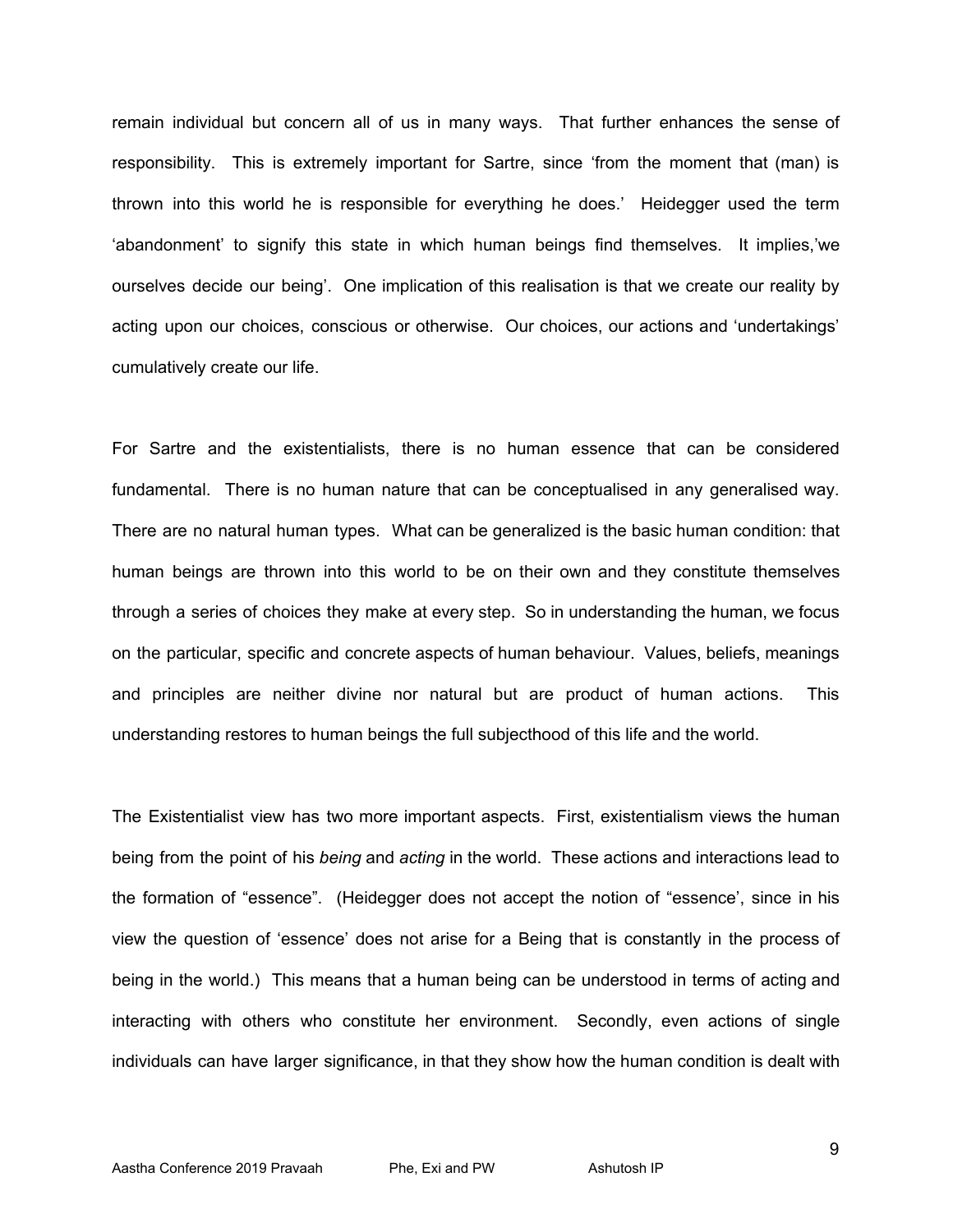remain individual but concern all of us in many ways. That further enhances the sense of responsibility. This is extremely important for Sartre, since 'from the moment that (man) is thrown into this world he is responsible for everything he does.' Heidegger used the term 'abandonment' to signify this state in which human beings find themselves. It implies,'we ourselves decide our being'. One implication of this realisation is that we create our reality by acting upon our choices, conscious or otherwise. Our choices, our actions and 'undertakings' cumulatively create our life.

For Sartre and the existentialists, there is no human essence that can be considered fundamental. There is no human nature that can be conceptualised in any generalised way. There are no natural human types. What can be generalized is the basic human condition: that human beings are thrown into this world to be on their own and they constitute themselves through a series of choices they make at every step. So in understanding the human, we focus on the particular, specific and concrete aspects of human behaviour. Values, beliefs, meanings and principles are neither divine nor natural but are product of human actions. This understanding restores to human beings the full subjecthood of this life and the world.

The Existentialist view has two more important aspects. First, existentialism views the human being from the point of his *being* and *acting* in the world. These actions and interactions lead to the formation of "essence". (Heidegger does not accept the notion of "essence', since in his view the question of 'essence' does not arise for a Being that is constantly in the process of being in the world.) This means that a human being can be understood in terms of acting and interacting with others who constitute her environment. Secondly, even actions of single individuals can have larger significance, in that they show how the human condition is dealt with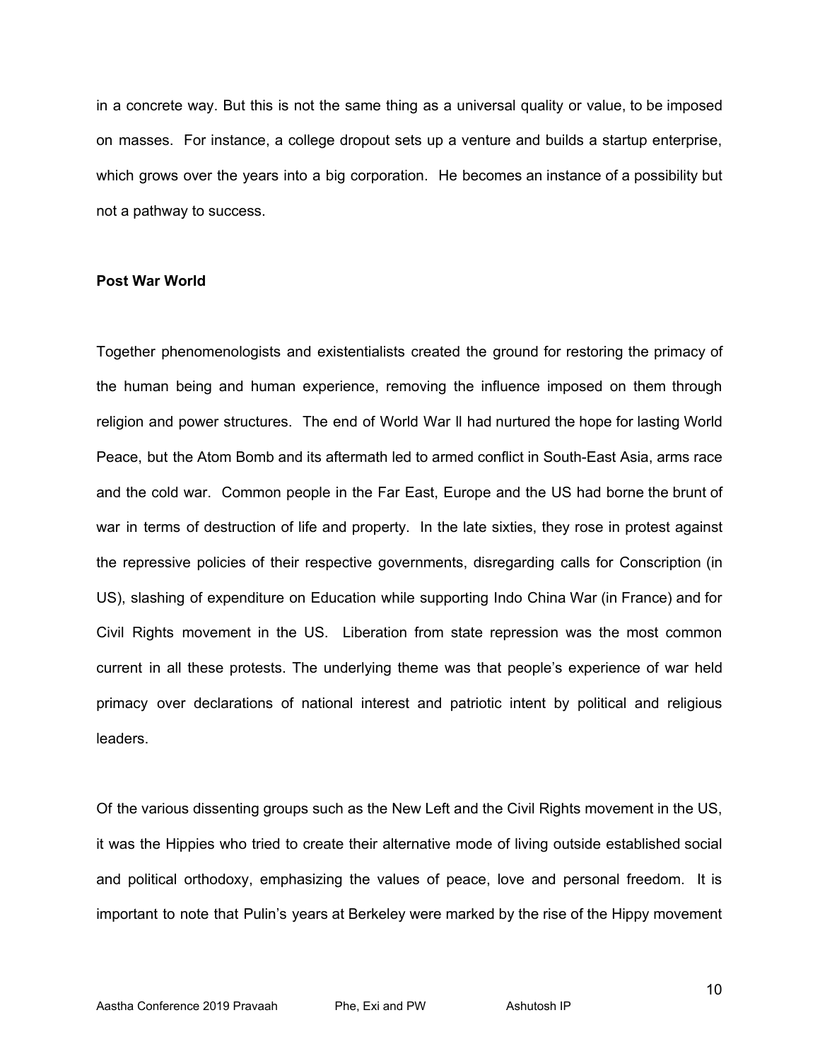in a concrete way. But this is not the same thing as a universal quality or value, to be imposed on masses. For instance, a college dropout sets up a venture and builds a startup enterprise, which grows over the years into a big corporation. He becomes an instance of a possibility but not a pathway to success.

**Post War World**

Together phenomenologists and existentialists created the ground for restoring the primacy of the human being and human experience, removing the influence imposed on them through religion and power structures. The end of World War ll had nurtured the hope for lasting World Peace, but the Atom Bomb and its aftermath led to armed conflict in South-East Asia, arms race and the cold war. Common people in the Far East, Europe and the US had borne the brunt of war in terms of destruction of life and property. In the late sixties, they rose in protest against the repressive policies of their respective governments, disregarding calls for Conscription (in US), slashing of expenditure on Education while supporting Indo China War (in France) and for Civil Rights movement in the US. Liberation from state repression was the most common current in all these protests. The underlying theme was that people's experience of war held primacy over declarations of national interest and patriotic intent by political and religious leaders.

Of the various dissenting groups such as the New Left and the Civil Rights movement in the US, it was the Hippies who tried to create their alternative mode of living outside established social and political orthodoxy, emphasizing the values of peace, love and personal freedom. It is important to note that Pulin's years at Berkeley were marked by the rise of the Hippy movement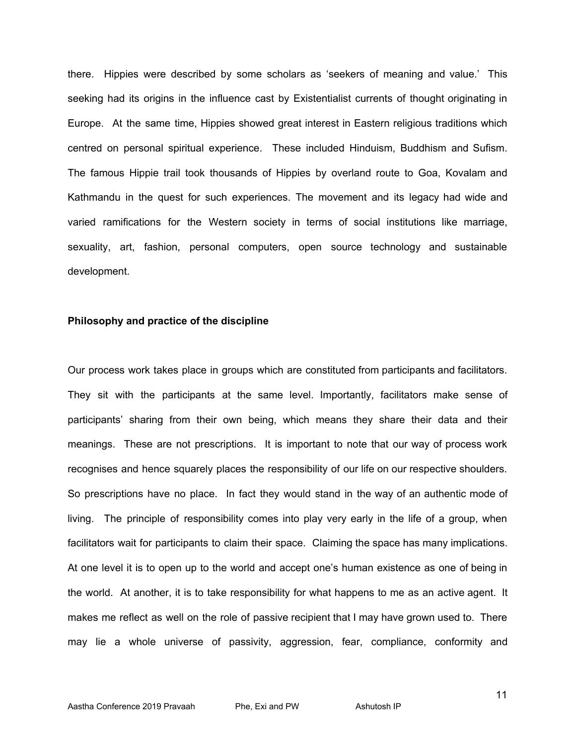there. Hippies were described by some scholars as 'seekers of meaning and value.' This seeking had its origins in the influence cast by Existentialist currents of thought originating in Europe. At the same time, Hippies showed great interest in Eastern religious traditions which centred on personal spiritual experience. These included Hinduism, Buddhism and Sufism. The famous Hippie trail took thousands of Hippies by overland route to Goa, Kovalam and Kathmandu in the quest for such experiences. The movement and its legacy had wide and varied ramifications for the Western society in terms of social institutions like marriage, sexuality, art, fashion, personal computers, open source technology and sustainable development.

**Philosophy and practice of the discipline**

Our process work takes place in groups which are constituted from participants and facilitators. They sit with the participants at the same level. Importantly, facilitators make sense of participants' sharing from their own being, which means they share their data and their meanings. These are not prescriptions. It is important to note that our way of process work recognises and hence squarely places the responsibility of our life on our respective shoulders. So prescriptions have no place. In fact they would stand in the way of an authentic mode of living. The principle of responsibility comes into play very early in the life of a group, when facilitators wait for participants to claim their space. Claiming the space has many implications. At one level it is to open up to the world and accept one's human existence as one of being in the world. At another, it is to take responsibility for what happens to me as an active agent. It makes me reflect as well on the role of passive recipient that I may have grown used to. There may lie a whole universe of passivity, aggression, fear, compliance, conformity and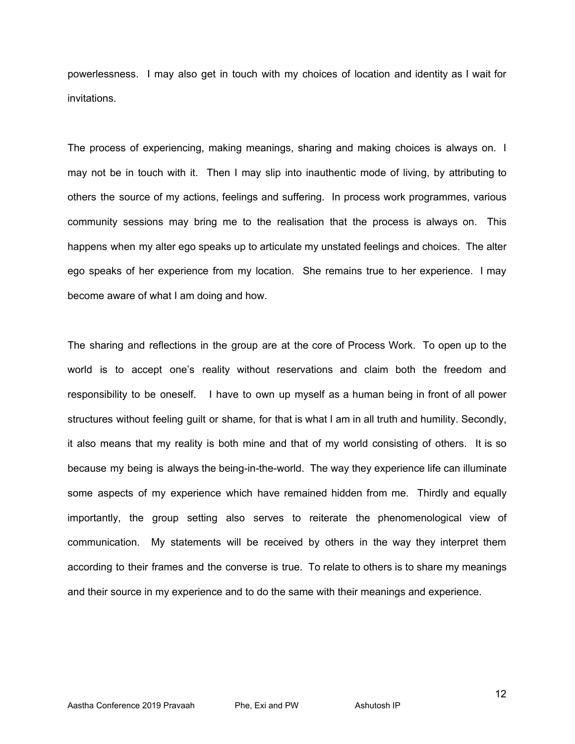powerlessness. I may also get in touch with my choices of location and identity as I wait for invitations.

The process of experiencing, making meanings, sharing and making choices is always on. I may not be in touch with it. Then I may slip into inauthentic mode of living, by attributing to others the source of my actions, feelings and suffering. In process work programmes, various community sessions may bring me to the realisation that the process is always on. This happens when my alter ego speaks up to articulate my unstated feelings and choices. The alter ego speaks of her experience from my location. She remains true to her experience. I may become aware of what I am doing and how.

The sharing and reflections in the group are at the core of Process Work. To open up to the world is to accept one's reality without reservations and claim both the freedom and responsibility to be oneself. I have to own up myself as a human being in front of all power structures without feeling guilt or shame, for that is what I am in all truth and humility. Secondly, it also means that my reality is both mine and that of my world consisting of others. It is so because my being is always the being-in-the-world. The way they experience life can illuminate some aspects of my experience which have remained hidden from me. Thirdly and equally importantly, the group setting also serves to reiterate the phenomenological view of communication. My statements will be received by others in the way they interpret them according to their frames and the converse is true. To relate to others is to share my meanings and their source in my experience and to do the same with their meanings and experience.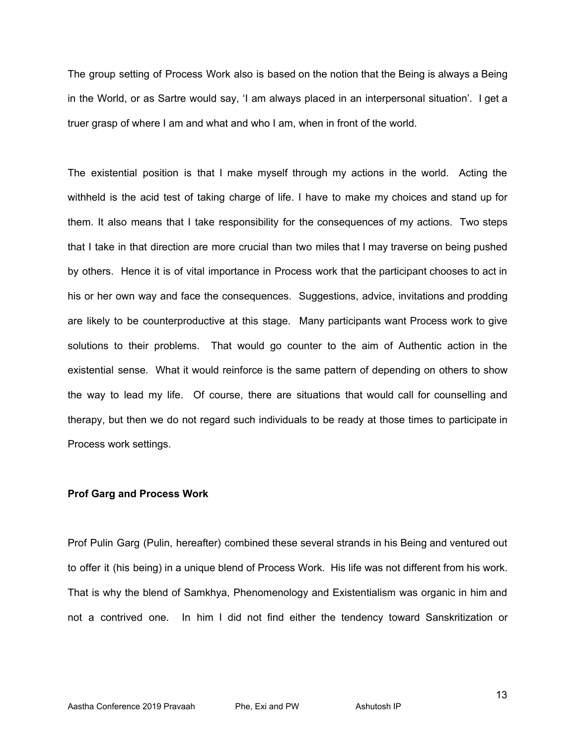The group setting of Process Work also is based on the notion that the Being is always a Being in the World, or as Sartre would say, 'I am always placed in an interpersonal situation'. I get a truer grasp of where I am and what and who I am, when in front of the world.

The existential position is that I make myself through my actions in the world. Acting the withheld is the acid test of taking charge of life. I have to make my choices and stand up for them. It also means that I take responsibility for the consequences of my actions. Two steps that I take in that direction are more crucial than two miles that I may traverse on being pushed by others. Hence it is of vital importance in Process work that the participant chooses to act in his or her own way and face the consequences. Suggestions, advice, invitations and prodding are likely to be counterproductive at this stage. Many participants want Process work to give solutions to their problems. That would go counter to the aim of Authentic action in the existential sense. What it would reinforce is the same pattern of depending on others to show the way to lead my life. Of course, there are situations that would call for counselling and therapy, but then we do not regard such individuals to be ready at those times to participate in Process work settings.

**Prof Garg and Process Work**

Prof Pulin Garg (Pulin, hereafter) combined these several strands in his Being and ventured out to offer it (his being) in a unique blend of Process Work. His life was not different from his work. That is why the blend of Samkhya, Phenomenology and Existentialism was organic in him and not a contrived one. In him I did not find either the tendency toward Sanskritization or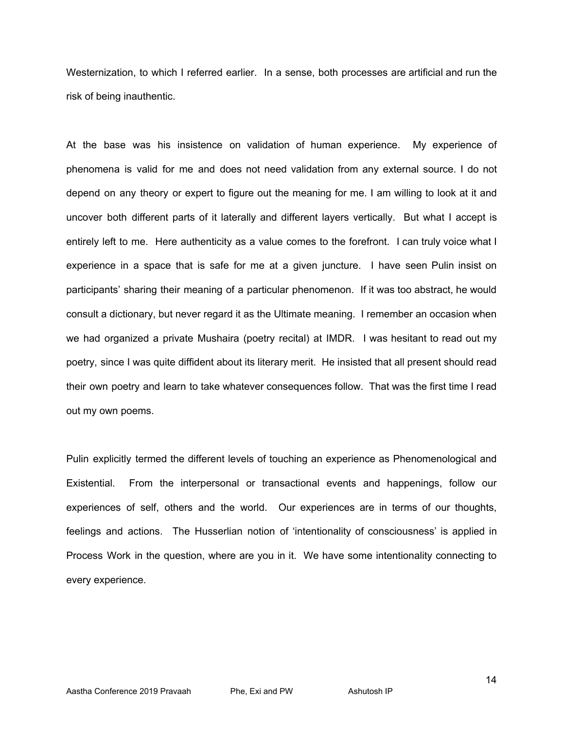Westernization, to which I referred earlier. In a sense, both processes are artificial and run the risk of being inauthentic.

At the base was his insistence on validation of human experience. My experience of phenomena is valid for me and does not need validation from any external source. I do not depend on any theory or expert to figure out the meaning for me. I am willing to look at it and uncover both different parts of it laterally and different layers vertically. But what I accept is entirely left to me. Here authenticity as a value comes to the forefront. I can truly voice what I experience in a space that is safe for me at a given juncture. I have seen Pulin insist on participants' sharing their meaning of a particular phenomenon. If it was too abstract, he would consult a dictionary, but never regard it as the Ultimate meaning. I remember an occasion when we had organized a private Mushaira (poetry recital) at IMDR. I was hesitant to read out my poetry, since I was quite diffident about its literary merit. He insisted that all present should read their own poetry and learn to take whatever consequences follow. That was the first time I read out my own poems.

Pulin explicitly termed the different levels of touching an experience as Phenomenological and Existential. From the interpersonal or transactional events and happenings, follow our experiences of self, others and the world. Our experiences are in terms of our thoughts, feelings and actions. The Husserlian notion of 'intentionality of consciousness' is applied in Process Work in the question, where are you in it. We have some intentionality connecting to every experience.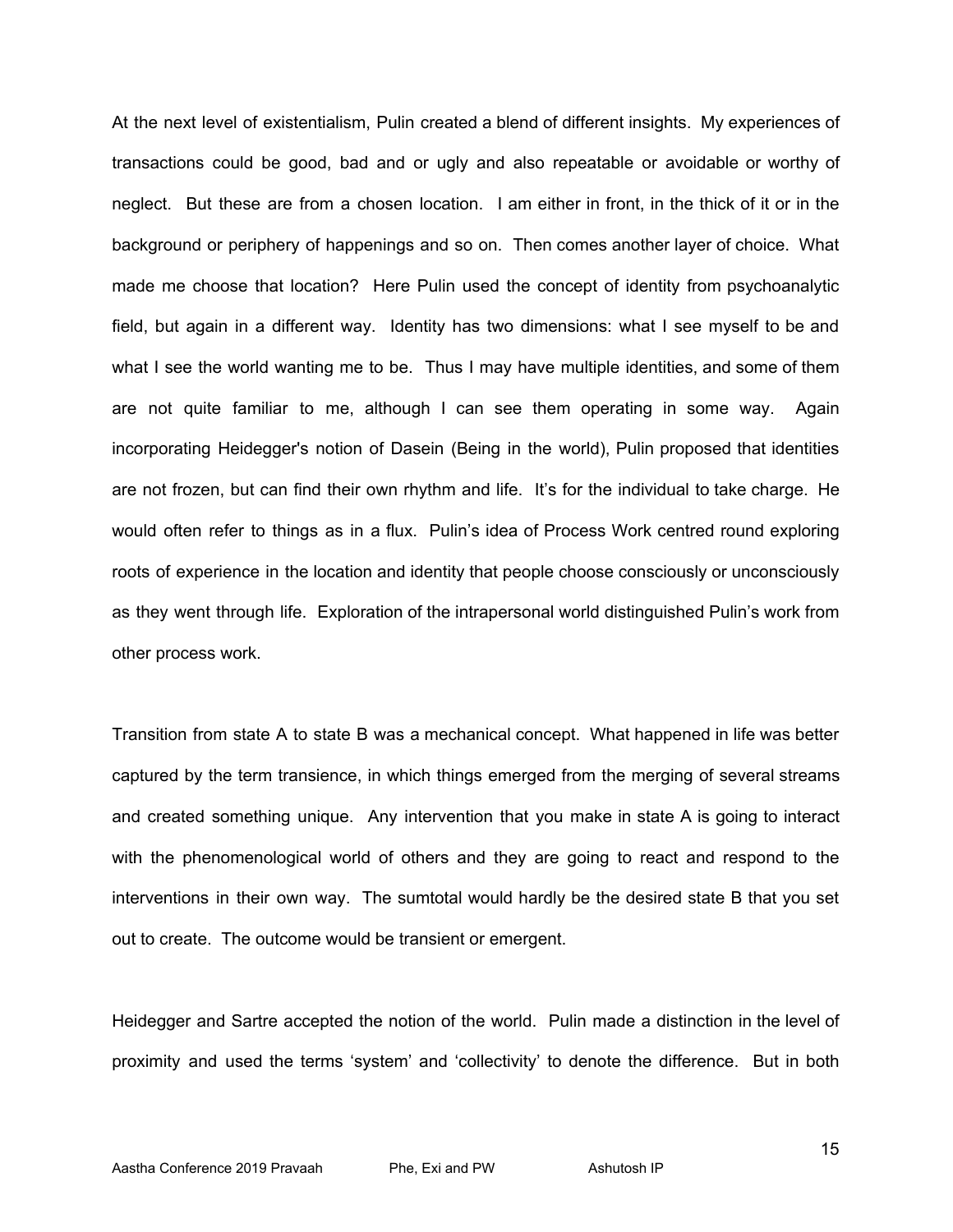At the next level of existentialism, Pulin created a blend of different insights. My experiences of transactions could be good, bad and or ugly and also repeatable or avoidable or worthy of neglect. But these are from a chosen location. I am either in front, in the thick of it or in the background or periphery of happenings and so on. Then comes another layer of choice. What made me choose that location? Here Pulin used the concept of identity from psychoanalytic field, but again in a different way. Identity has two dimensions: what I see myself to be and what I see the world wanting me to be. Thus I may have multiple identities, and some of them are not quite familiar to me, although I can see them operating in some way. Again incorporating Heidegger's notion of Dasein (Being in the world), Pulin proposed that identities are not frozen, but can find their own rhythm and life. It's for the individual to take charge. He would often refer to things as in a flux. Pulin's idea of Process Work centred round exploring roots of experience in the location and identity that people choose consciously or unconsciously as they went through life. Exploration of the intrapersonal world distinguished Pulin's work from other process work.

Transition from state A to state B was a mechanical concept. What happened in life was better captured by the term transience, in which things emerged from the merging of several streams and created something unique. Any intervention that you make in state A is going to interact with the phenomenological world of others and they are going to react and respond to the interventions in their own way. The sumtotal would hardly be the desired state B that you set out to create. The outcome would be transient or emergent.

Heidegger and Sartre accepted the notion of the world. Pulin made a distinction in the level of proximity and used the terms 'system' and 'collectivity' to denote the difference. But in both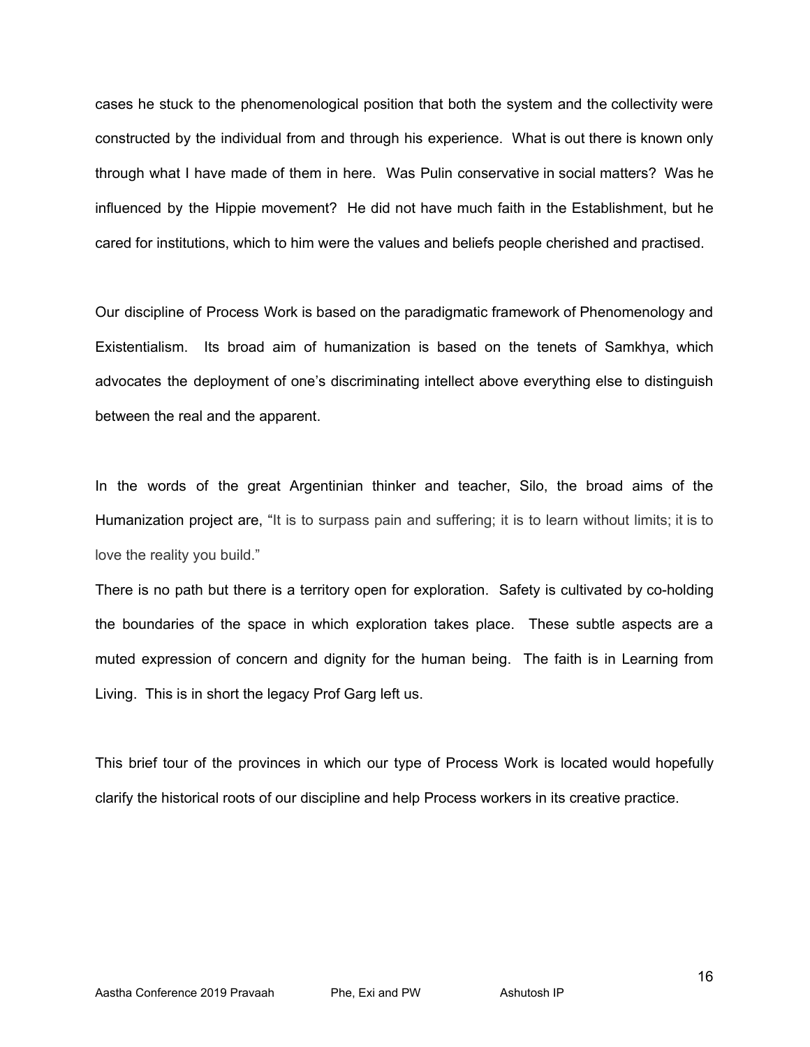cases he stuck to the phenomenological position that both the system and the collectivity were constructed by the individual from and through his experience. What is out there is known only through what I have made of them in here. Was Pulin conservative in social matters? Was he influenced by the Hippie movement? He did not have much faith in the Establishment, but he cared for institutions, which to him were the values and beliefs people cherished and practised.

Our discipline of Process Work is based on the paradigmatic framework of Phenomenology and Existentialism. Its broad aim of humanization is based on the tenets of Samkhya, which advocates the deployment of one's discriminating intellect above everything else to distinguish between the real and the apparent.

In the words of the great Argentinian thinker and teacher, Silo, the broad aims of the Humanization project are, "It is to surpass pain and suffering; it is to learn without limits; it is to love the reality you build."

There is no path but there is a territory open for exploration. Safety is cultivated by co-holding the boundaries of the space in which exploration takes place. These subtle aspects are a muted expression of concern and dignity for the human being. The faith is in Learning from Living. This is in short the legacy Prof Garg left us.

This brief tour of the provinces in which our type of Process Work is located would hopefully clarify the historical roots of our discipline and help Process workers in its creative practice.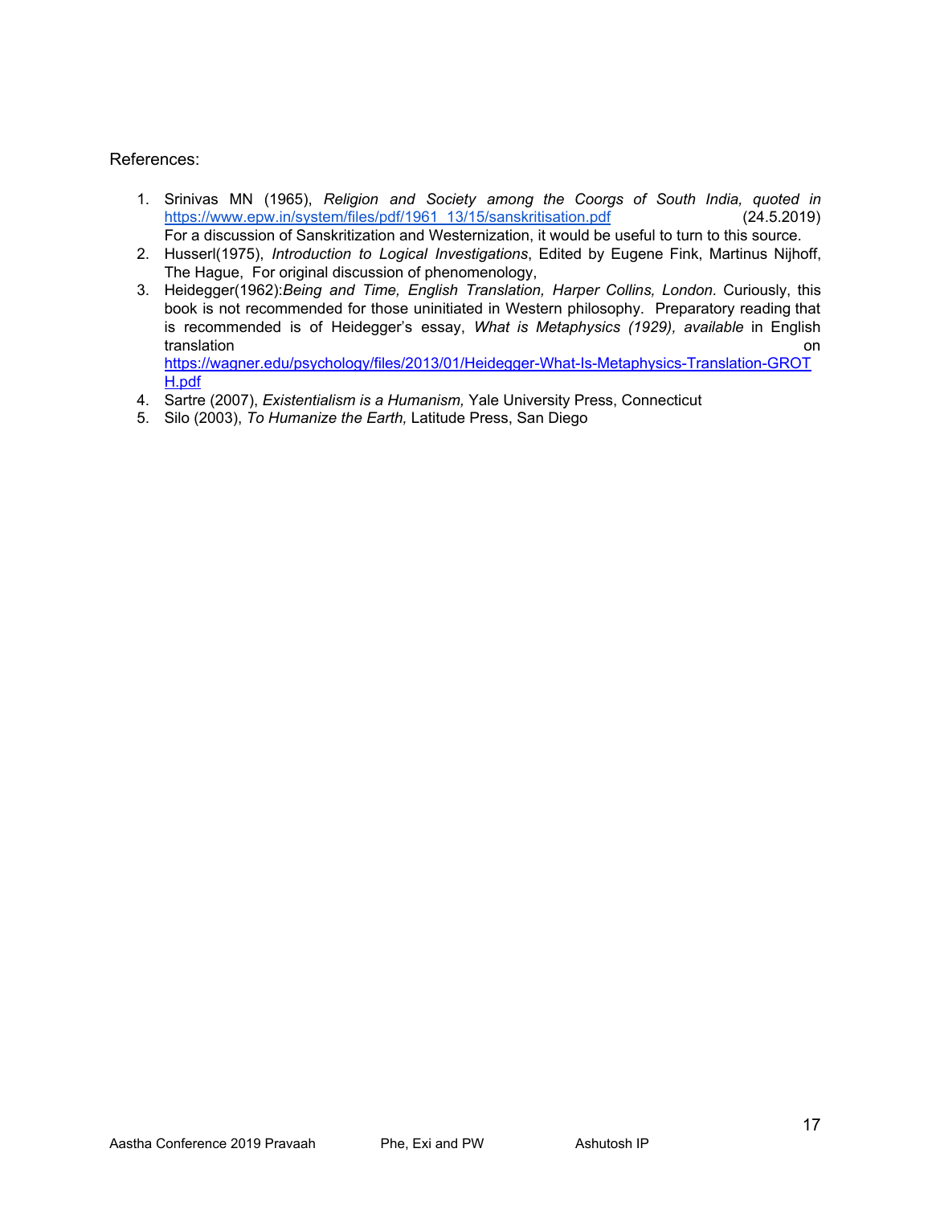References:

1. Srinivas MN (1965), *Religion and Society among the Coorgs of South India, quoted in* https://www.epw.in/system/files/pdf/1961_13/15/sanskritisation.pdf (24.5.2019) For a discussion of Sanskritization and Westernization, it would be useful to turn to this source.
2. Husserl(1975), *Introduction to Logical Investigations*, Edited by Eugene Fink, Martinus Nijhoff, The Hague, For original discussion of phenomenology,
3. Heidegger(1962):*Being and Time, English Translation, Harper Collins, London.* Curiously, this book is not recommended for those uninitiated in Western philosophy. Preparatory reading that is recommended is of Heidegger's essay, *What is Metaphysics (1929), available* in English translation on https://wagner.edu/psychology/files/2013/01/Heidegger-What-Is-Metaphysics-Translation-GROTH.pdf
4. Sartre (2007), *Existentialism is a Humanism,* Yale University Press, Connecticut
5. Silo (2003), *To Humanize the Earth,* Latitude Press, San Diego